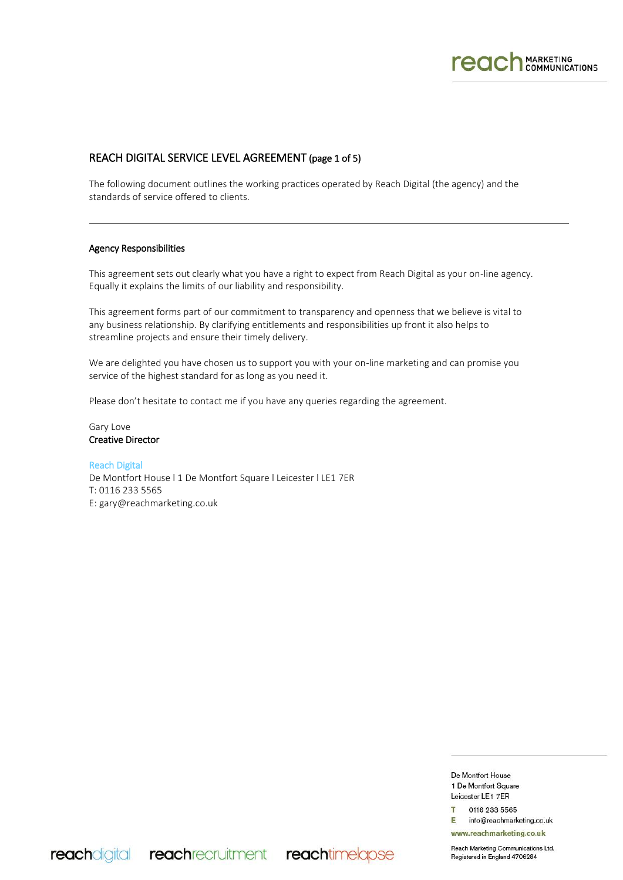# REACH DIGITAL SERVICE LEVEL AGREEMENT (page 1 of 5)

The following document outlines the working practices operated by Reach Digital (the agency) and the standards of service offered to clients.

---

## Agency Responsibilities

This agreement sets out clearly what you have a right to expect from Reach Digital as your on-line agency. Equally it explains the limits of our liability and responsibility.

This agreement forms part of our commitment to transparency and openness that we believe is vital to any business relationship. By clarifying entitlements and responsibilities up front it also helps to streamline projects and ensure their timely delivery.

We are delighted you have chosen us to support you with your on-line marketing and can promise you service of the highest standard for as long as you need it.

Please don't hesitate to contact me if you have any queries regarding the agreement.

Gary Love
**Creative Director**

Reach Digital
De Montfort House l 1 De Montfort Square l Leicester l LE1 7ER
T: 0116 233 5565
E: gary@reachmarketing.co.uk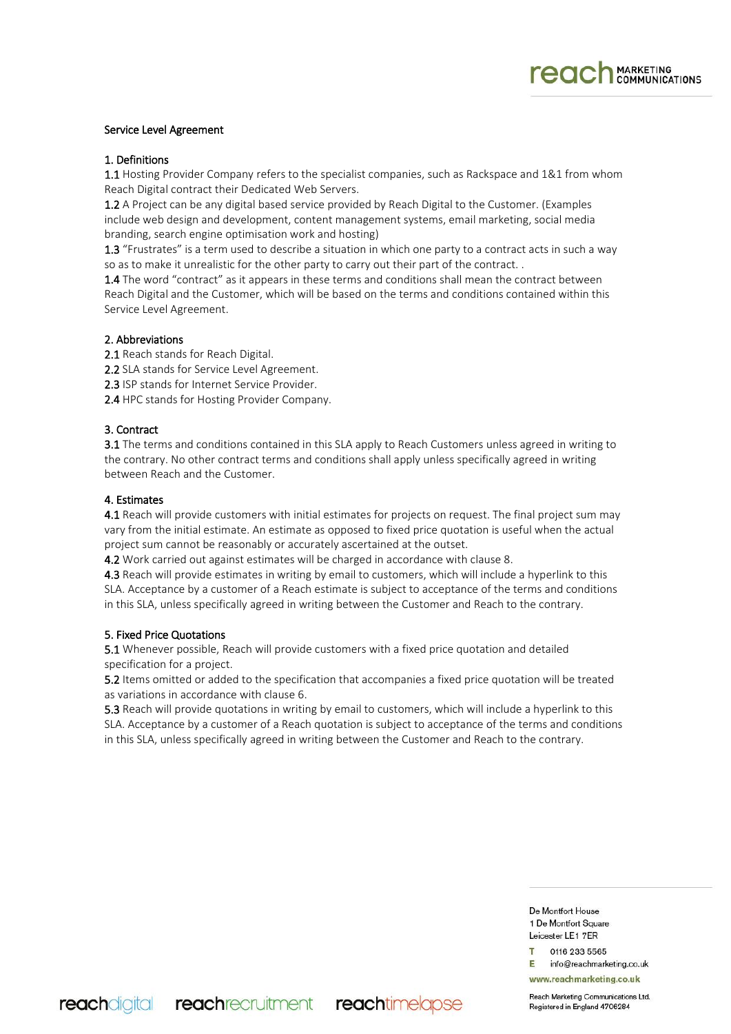## Service Level Agreement

### 1. Definitions

1.1 Hosting Provider Company refers to the specialist companies, such as Rackspace and 1&1 from whom Reach Digital contract their Dedicated Web Servers.

1.2 A Project can be any digital based service provided by Reach Digital to the Customer. (Examples include web design and development, content management systems, email marketing, social media branding, search engine optimisation work and hosting)

1.3 "Frustrates" is a term used to describe a situation in which one party to a contract acts in such a way so as to make it unrealistic for the other party to carry out their part of the contract. .

1.4 The word "contract" as it appears in these terms and conditions shall mean the contract between Reach Digital and the Customer, which will be based on the terms and conditions contained within this Service Level Agreement.

### 2. Abbreviations

2.1 Reach stands for Reach Digital.

2.2 SLA stands for Service Level Agreement.

2.3 ISP stands for Internet Service Provider.

2.4 HPC stands for Hosting Provider Company.

### 3. Contract

3.1 The terms and conditions contained in this SLA apply to Reach Customers unless agreed in writing to the contrary. No other contract terms and conditions shall apply unless specifically agreed in writing between Reach and the Customer.

### 4. Estimates

4.1 Reach will provide customers with initial estimates for projects on request. The final project sum may vary from the initial estimate. An estimate as opposed to fixed price quotation is useful when the actual project sum cannot be reasonably or accurately ascertained at the outset.

4.2 Work carried out against estimates will be charged in accordance with clause 8.

4.3 Reach will provide estimates in writing by email to customers, which will include a hyperlink to this SLA. Acceptance by a customer of a Reach estimate is subject to acceptance of the terms and conditions in this SLA, unless specifically agreed in writing between the Customer and Reach to the contrary.

### 5. Fixed Price Quotations

5.1 Whenever possible, Reach will provide customers with a fixed price quotation and detailed specification for a project.

5.2 Items omitted or added to the specification that accompanies a fixed price quotation will be treated as variations in accordance with clause 6.

5.3 Reach will provide quotations in writing by email to customers, which will include a hyperlink to this SLA. Acceptance by a customer of a Reach quotation is subject to acceptance of the terms and conditions in this SLA, unless specifically agreed in writing between the Customer and Reach to the contrary.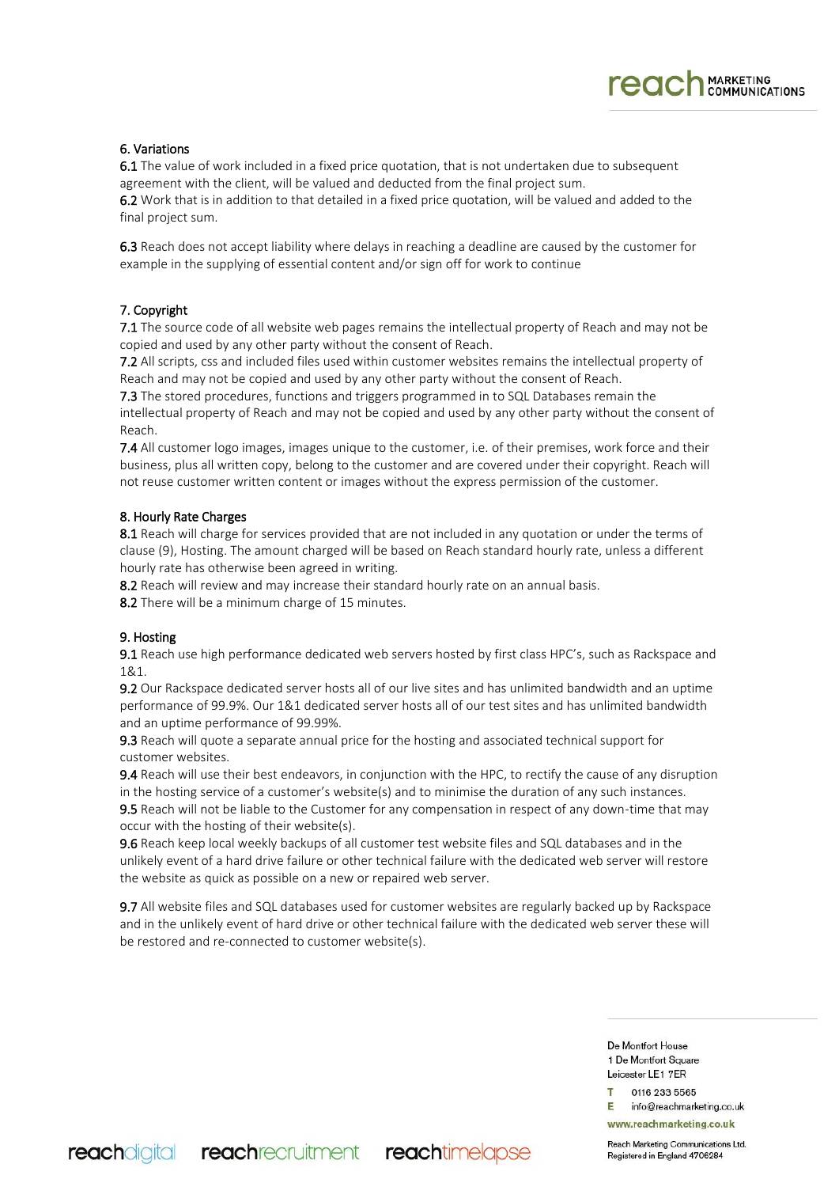## 6. Variations

**6.1** The value of work included in a fixed price quotation, that is not undertaken due to subsequent agreement with the client, will be valued and deducted from the final project sum.
**6.2** Work that is in addition to that detailed in a fixed price quotation, will be valued and added to the final project sum.

**6.3** Reach does not accept liability where delays in reaching a deadline are caused by the customer for example in the supplying of essential content and/or sign off for work to continue

## 7. Copyright

**7.1** The source code of all website web pages remains the intellectual property of Reach and may not be copied and used by any other party without the consent of Reach.
**7.2** All scripts, css and included files used within customer websites remains the intellectual property of Reach and may not be copied and used by any other party without the consent of Reach.
**7.3** The stored procedures, functions and triggers programmed in to SQL Databases remain the intellectual property of Reach and may not be copied and used by any other party without the consent of Reach.
**7.4** All customer logo images, images unique to the customer, i.e. of their premises, work force and their business, plus all written copy, belong to the customer and are covered under their copyright. Reach will not reuse customer written content or images without the express permission of the customer.

## 8. Hourly Rate Charges

**8.1** Reach will charge for services provided that are not included in any quotation or under the terms of clause (9), Hosting. The amount charged will be based on Reach standard hourly rate, unless a different hourly rate has otherwise been agreed in writing.
**8.2** Reach will review and may increase their standard hourly rate on an annual basis.
**8.2** There will be a minimum charge of 15 minutes.

## 9. Hosting

**9.1** Reach use high performance dedicated web servers hosted by first class HPC's, such as Rackspace and 1&1.
**9.2** Our Rackspace dedicated server hosts all of our live sites and has unlimited bandwidth and an uptime performance of 99.9%. Our 1&1 dedicated server hosts all of our test sites and has unlimited bandwidth and an uptime performance of 99.99%.
**9.3** Reach will quote a separate annual price for the hosting and associated technical support for customer websites.
**9.4** Reach will use their best endeavors, in conjunction with the HPC, to rectify the cause of any disruption in the hosting service of a customer's website(s) and to minimise the duration of any such instances.
**9.5** Reach will not be liable to the Customer for any compensation in respect of any down-time that may occur with the hosting of their website(s).
**9.6** Reach keep local weekly backups of all customer test website files and SQL databases and in the unlikely event of a hard drive failure or other technical failure with the dedicated web server will restore the website as quick as possible on a new or repaired web server.

**9.7** All website files and SQL databases used for customer websites are regularly backed up by Rackspace and in the unlikely event of hard drive or other technical failure with the dedicated web server these will be restored and re-connected to customer website(s).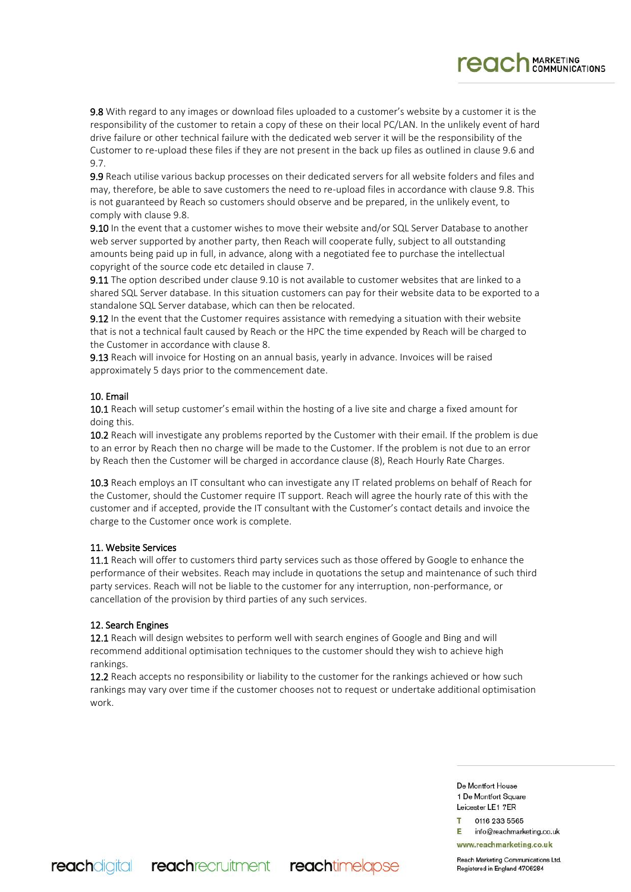**9.8** With regard to any images or download files uploaded to a customer's website by a customer it is the responsibility of the customer to retain a copy of these on their local PC/LAN. In the unlikely event of hard drive failure or other technical failure with the dedicated web server it will be the responsibility of the Customer to re-upload these files if they are not present in the back up files as outlined in clause 9.6 and 9.7.

**9.9** Reach utilise various backup processes on their dedicated servers for all website folders and files and may, therefore, be able to save customers the need to re-upload files in accordance with clause 9.8. This is not guaranteed by Reach so customers should observe and be prepared, in the unlikely event, to comply with clause 9.8.

**9.10** In the event that a customer wishes to move their website and/or SQL Server Database to another web server supported by another party, then Reach will cooperate fully, subject to all outstanding amounts being paid up in full, in advance, along with a negotiated fee to purchase the intellectual copyright of the source code etc detailed in clause 7.

**9.11** The option described under clause 9.10 is not available to customer websites that are linked to a shared SQL Server database. In this situation customers can pay for their website data to be exported to a standalone SQL Server database, which can then be relocated.

**9.12** In the event that the Customer requires assistance with remedying a situation with their website that is not a technical fault caused by Reach or the HPC the time expended by Reach will be charged to the Customer in accordance with clause 8.

**9.13** Reach will invoice for Hosting on an annual basis, yearly in advance. Invoices will be raised approximately 5 days prior to the commencement date.

## 10. Email

**10.1** Reach will setup customer's email within the hosting of a live site and charge a fixed amount for doing this.

**10.2** Reach will investigate any problems reported by the Customer with their email. If the problem is due to an error by Reach then no charge will be made to the Customer. If the problem is not due to an error by Reach then the Customer will be charged in accordance clause (8), Reach Hourly Rate Charges.

**10.3** Reach employs an IT consultant who can investigate any IT related problems on behalf of Reach for the Customer, should the Customer require IT support. Reach will agree the hourly rate of this with the customer and if accepted, provide the IT consultant with the Customer's contact details and invoice the charge to the Customer once work is complete.

## 11. Website Services

**11.1** Reach will offer to customers third party services such as those offered by Google to enhance the performance of their websites. Reach may include in quotations the setup and maintenance of such third party services. Reach will not be liable to the customer for any interruption, non-performance, or cancellation of the provision by third parties of any such services.

## 12. Search Engines

**12.1** Reach will design websites to perform well with search engines of Google and Bing and will recommend additional optimisation techniques to the customer should they wish to achieve high rankings.

**12.2** Reach accepts no responsibility or liability to the customer for the rankings achieved or how such rankings may vary over time if the customer chooses not to request or undertake additional optimisation work.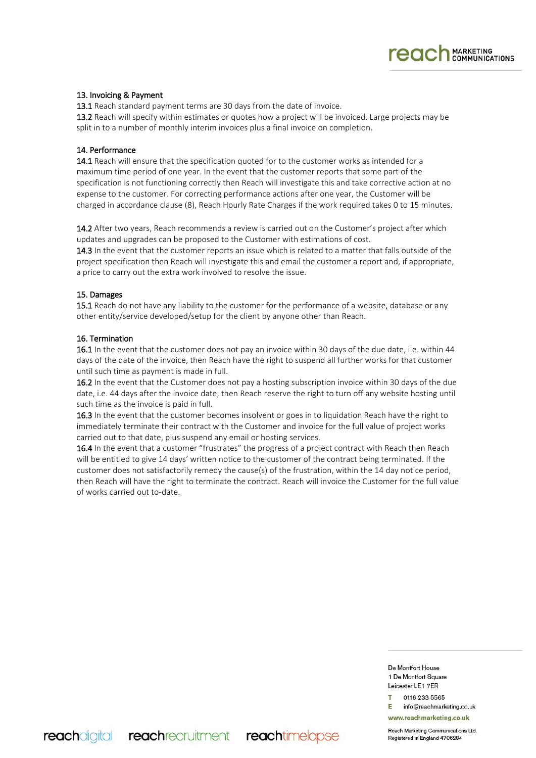### 13. Invoicing & Payment

**13.1** Reach standard payment terms are 30 days from the date of invoice.
**13.2** Reach will specify within estimates or quotes how a project will be invoiced. Large projects may be split in to a number of monthly interim invoices plus a final invoice on completion.

### 14. Performance

**14.1** Reach will ensure that the specification quoted for to the customer works as intended for a maximum time period of one year. In the event that the customer reports that some part of the specification is not functioning correctly then Reach will investigate this and take corrective action at no expense to the customer. For correcting performance actions after one year, the Customer will be charged in accordance clause (8), Reach Hourly Rate Charges if the work required takes 0 to 15 minutes.

**14.2** After two years, Reach recommends a review is carried out on the Customer's project after which updates and upgrades can be proposed to the Customer with estimations of cost.
**14.3** In the event that the customer reports an issue which is related to a matter that falls outside of the project specification then Reach will investigate this and email the customer a report and, if appropriate, a price to carry out the extra work involved to resolve the issue.

### 15. Damages

**15.1** Reach do not have any liability to the customer for the performance of a website, database or any other entity/service developed/setup for the client by anyone other than Reach.

### 16. Termination

**16.1** In the event that the customer does not pay an invoice within 30 days of the due date, i.e. within 44 days of the date of the invoice, then Reach have the right to suspend all further works for that customer until such time as payment is made in full.
**16.2** In the event that the Customer does not pay a hosting subscription invoice within 30 days of the due date, i.e. 44 days after the invoice date, then Reach reserve the right to turn off any website hosting until such time as the invoice is paid in full.
**16.3** In the event that the customer becomes insolvent or goes in to liquidation Reach have the right to immediately terminate their contract with the Customer and invoice for the full value of project works carried out to that date, plus suspend any email or hosting services.
**16.4** In the event that a customer "frustrates" the progress of a project contract with Reach then Reach will be entitled to give 14 days' written notice to the customer of the contract being terminated. If the customer does not satisfactorily remedy the cause(s) of the frustration, within the 14 day notice period, then Reach will have the right to terminate the contract. Reach will invoice the Customer for the full value of works carried out to-date.